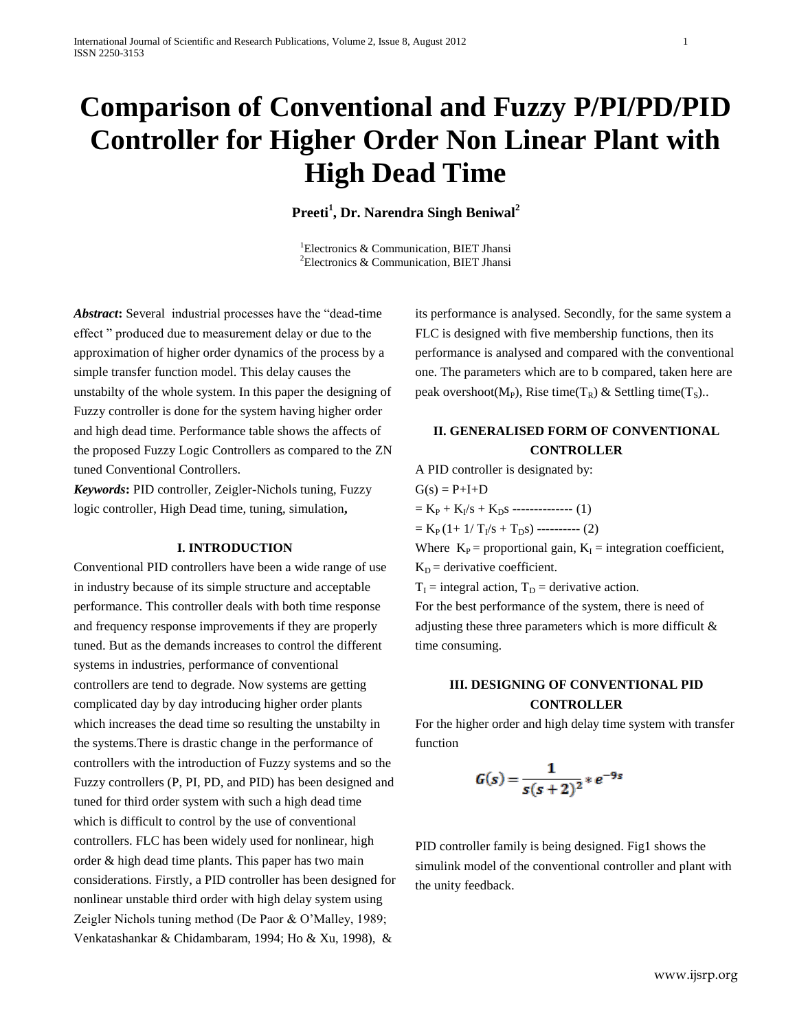# Comparison of Conventional and Fuzzy P/PI/PD/PID Controller for Higher Order Non Linear Plant with High Dead Time

**Preeti[1], Dr. Narendra Singh Beniwal[2]**

[1]Electronics & Communication, BIET Jhansi
[2]Electronics & Communication, BIET Jhansi

***Abstract*:** Several industrial processes have the "dead-time effect " produced due to measurement delay or due to the approximation of higher order dynamics of the process by a simple transfer function model. This delay causes the unstabilty of the whole system. In this paper the designing of Fuzzy controller is done for the system having higher order and high dead time. Performance table shows the affects of the proposed Fuzzy Logic Controllers as compared to the ZN tuned Conventional Controllers.

***Keywords*:** PID controller, Zeigler-Nichols tuning, Fuzzy logic controller, High Dead time, tuning, simulation**,**

## I. INTRODUCTION

Conventional PID controllers have been a wide range of use in industry because of its simple structure and acceptable performance. This controller deals with both time response and frequency response improvements if they are properly tuned. But as the demands increases to control the different systems in industries, performance of conventional controllers are tend to degrade. Now systems are getting complicated day by day introducing higher order plants which increases the dead time so resulting the unstabilty in the systems.There is drastic change in the performance of controllers with the introduction of Fuzzy systems and so the Fuzzy controllers (P, PI, PD, and PID) has been designed and tuned for third order system with such a high dead time which is difficult to control by the use of conventional controllers. FLC has been widely used for nonlinear, high order & high dead time plants. This paper has two main considerations. Firstly, a PID controller has been designed for nonlinear unstable third order with high delay system using Zeigler Nichols tuning method (De Paor & O'Malley, 1989; Venkatashankar & Chidambaram, 1994; Ho & Xu, 1998), & its performance is analysed. Secondly, for the same system a FLC is designed with five membership functions, then its performance is analysed and compared with the conventional one. The parameters which are to b compared, taken here are peak overshoot($M_P$), Rise time($T_R$) & Settling time($T_S$)..

## II. GENERALISED FORM OF CONVENTIONAL CONTROLLER

A PID controller is designated by:

$G(s) = P+I+D$

$= K_P + K_I/s + K_Ds$ -------------- (1)

$= K_P\,(1+ 1/\,T_I/s + T_Ds)$ ---------- (2)

Where $K_P$ = proportional gain, $K_I$ = integration coefficient, $K_D$ = derivative coefficient.

$T_I$ = integral action, $T_D$ = derivative action.

For the best performance of the system, there is need of adjusting these three parameters which is more difficult & time consuming.

## III. DESIGNING OF CONVENTIONAL PID CONTROLLER

For the higher order and high delay time system with transfer function

$$G(s) = \frac{1}{s(s+2)^2} * e^{-9s}$$

PID controller family is being designed. Fig1 shows the simulink model of the conventional controller and plant with the unity feedback.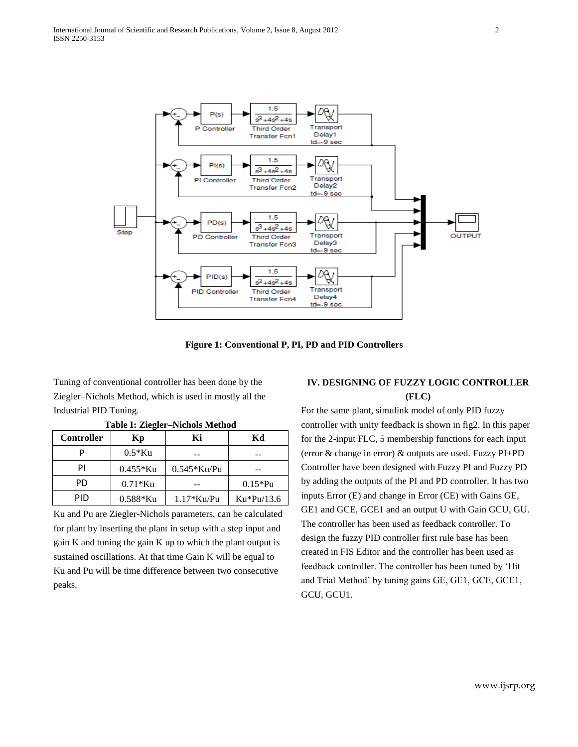Figure 1: Conventional P, PI, PD and PID Controllers

Tuning of conventional controller has been done by the Ziegler–Nichols Method, which is used in mostly all the Industrial PID Tuning.

**Table I: Ziegler–Nichols Method**

| Controller | Kp | Ki | Kd |
|---|---|---|---|
| P | 0.5*Ku | -- | -- |
| PI | 0.455*Ku | 0.545*Ku/Pu | -- |
| PD | 0.71*Ku | -- | 0.15*Pu |
| PID | 0.588*Ku | 1.17*Ku/Pu | Ku*Pu/13.6 |

Ku and Pu are Ziegler-Nichols parameters, can be calculated for plant by inserting the plant in setup with a step input and gain K and tuning the gain K up to which the plant output is sustained oscillations. At that time Gain K will be equal to Ku and Pu will be time difference between two consecutive peaks.

## IV. DESIGNING OF FUZZY LOGIC CONTROLLER (FLC)

For the same plant, simulink model of only PID fuzzy controller with unity feedback is shown in fig2. In this paper for the 2-input FLC, 5 membership functions for each input (error & change in error) & outputs are used. Fuzzy PI+PD Controller have been designed with Fuzzy PI and Fuzzy PD by adding the outputs of the PI and PD controller. It has two inputs Error (E) and change in Error (CE) with Gains GE, GE1 and GCE, GCE1 and an output U with Gain GCU, GU. The controller has been used as feedback controller. To design the fuzzy PID controller first rule base has been created in FIS Editor and the controller has been used as feedback controller. The controller has been tuned by 'Hit and Trial Method' by tuning gains GE, GE1, GCE, GCE1, GCU, GCU1.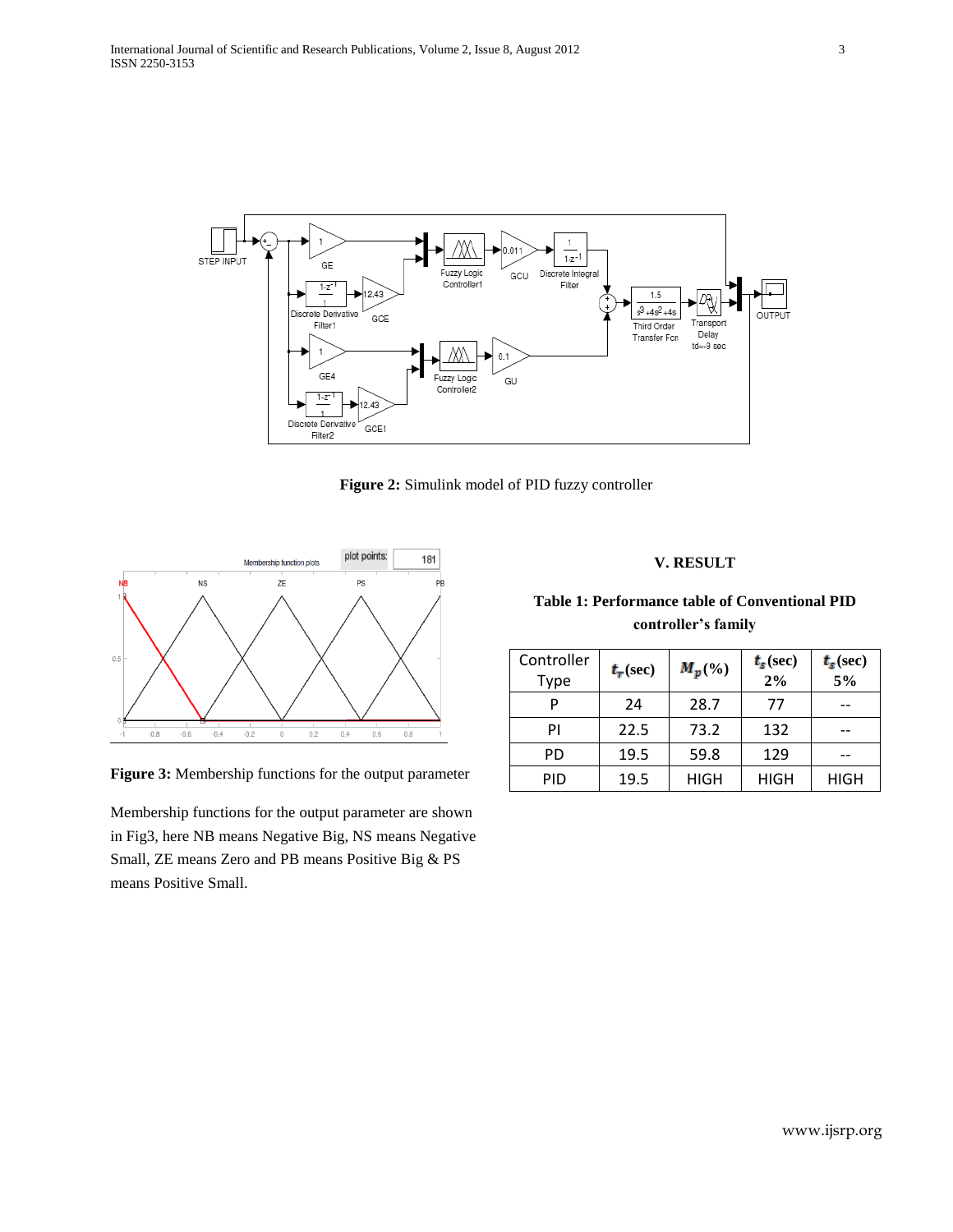Figure 2: Simulink model of PID fuzzy controller

Figure 3: Membership functions for the output parameter

Membership functions for the output parameter are shown in Fig3, here NB means Negative Big, NS means Negative Small, ZE means Zero and PB means Positive Big & PS means Positive Small.

## V. RESULT

**Table 1: Performance table of Conventional PID controller's family**

| Controller Type | $t_r$(sec) | $M_p$(%) | $t_s$(sec) 2% | $t_s$(sec) 5% |
|---|---|---|---|---|
| P | 24 | 28.7 | 77 | -- |
| PI | 22.5 | 73.2 | 132 | -- |
| PD | 19.5 | 59.8 | 129 | -- |
| PID | 19.5 | HIGH | HIGH | HIGH |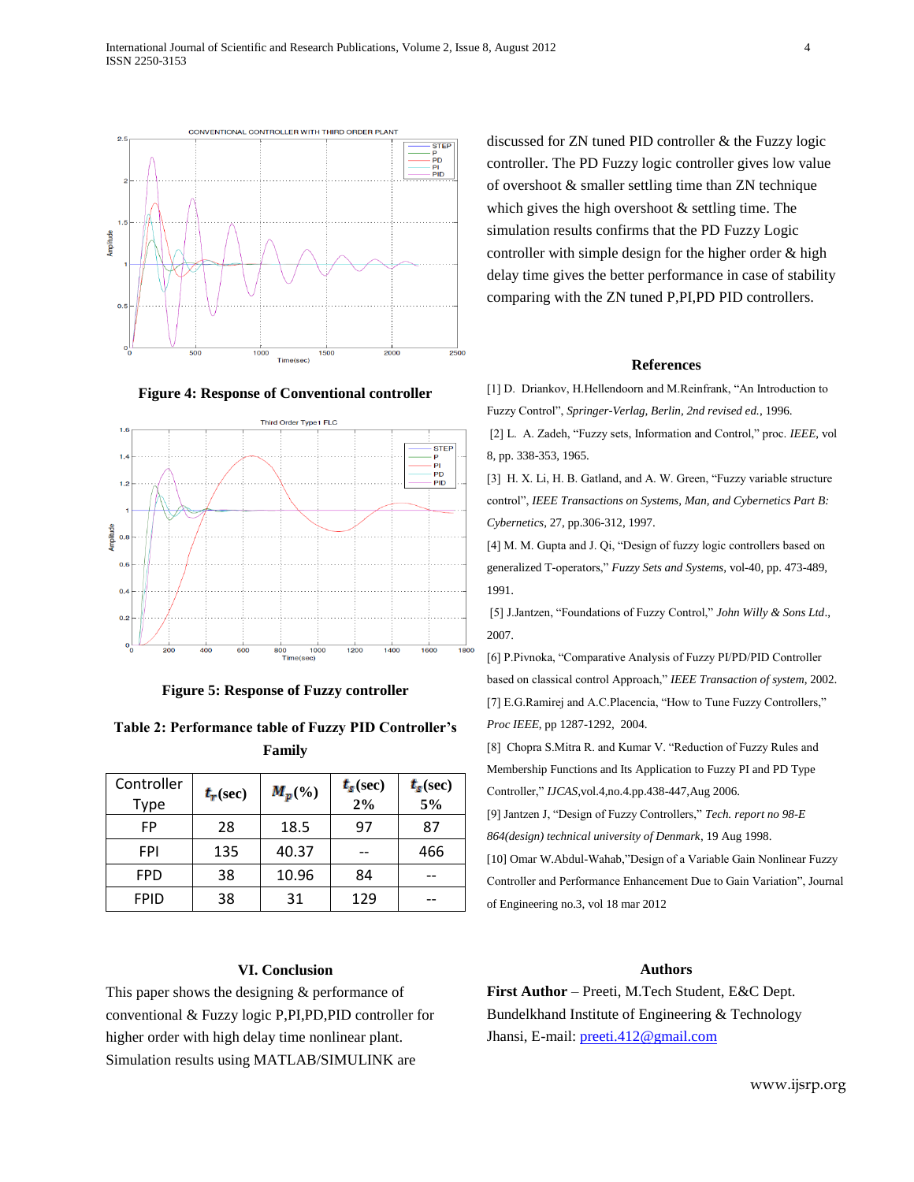Figure 4: Response of Conventional controller

Figure 5: Response of Fuzzy controller

**Table 2: Performance table of Fuzzy PID Controller's Family**

| Controller Type | $t_r$(sec) | $M_p$(%) | $t_s$(sec) 2% | $t_s$(sec) 5% |
|---|---|---|---|---|
| FP | 28 | 18.5 | 97 | 87 |
| FPI | 135 | 40.37 | -- | 466 |
| FPD | 38 | 10.96 | 84 | -- |
| FPID | 38 | 31 | 129 | -- |

## VI. Conclusion

This paper shows the designing & performance of conventional & Fuzzy logic P,PI,PD,PID controller for higher order with high delay time nonlinear plant. Simulation results using MATLAB/SIMULINK are discussed for ZN tuned PID controller & the Fuzzy logic controller. The PD Fuzzy logic controller gives low value of overshoot & smaller settling time than ZN technique which gives the high overshoot & settling time. The simulation results confirms that the PD Fuzzy Logic controller with simple design for the higher order & high delay time gives the better performance in case of stability comparing with the ZN tuned P,PI,PD PID controllers.

## References

[1] D. Driankov, H.Hellendoorn and M.Reinfrank, "An Introduction to Fuzzy Control", *Springer-Verlag, Berlin, 2nd revised ed.*, 1996.

[2] L. A. Zadeh, "Fuzzy sets, Information and Control," proc. *IEEE*, vol 8, pp. 338-353, 1965.

[3] H. X. Li, H. B. Gatland, and A. W. Green, "Fuzzy variable structure control", *IEEE Transactions on Systems, Man, and Cybernetics Part B: Cybernetics*, 27, pp.306-312, 1997.

[4] M. M. Gupta and J. Qi, "Design of fuzzy logic controllers based on generalized T-operators," *Fuzzy Sets and Systems*, vol-40, pp. 473-489, 1991.

[5] J.Jantzen, "Foundations of Fuzzy Control," *John Willy & Sons Ltd*., 2007.

[6] P.Pivnoka, "Comparative Analysis of Fuzzy PI/PD/PID Controller based on classical control Approach," *IEEE Transaction of system*, 2002.

[7] E.G.Ramirej and A.C.Placencia, "How to Tune Fuzzy Controllers," *Proc IEEE*, pp 1287-1292, 2004.

[8] Chopra S.Mitra R. and Kumar V. "Reduction of Fuzzy Rules and Membership Functions and Its Application to Fuzzy PI and PD Type Controller," *IJCAS*,vol.4,no.4.pp.438-447,Aug 2006.

[9] Jantzen J, "Design of Fuzzy Controllers," *Tech. report no 98-E 864(design) technical university of Denmark*, 19 Aug 1998.

[10] Omar W.Abdul-Wahab,"Design of a Variable Gain Nonlinear Fuzzy Controller and Performance Enhancement Due to Gain Variation", Journal of Engineering no.3, vol 18 mar 2012

## Authors

**First Author** – Preeti, M.Tech Student, E&C Dept. Bundelkhand Institute of Engineering & Technology Jhansi, E-mail: preeti.412@gmail.com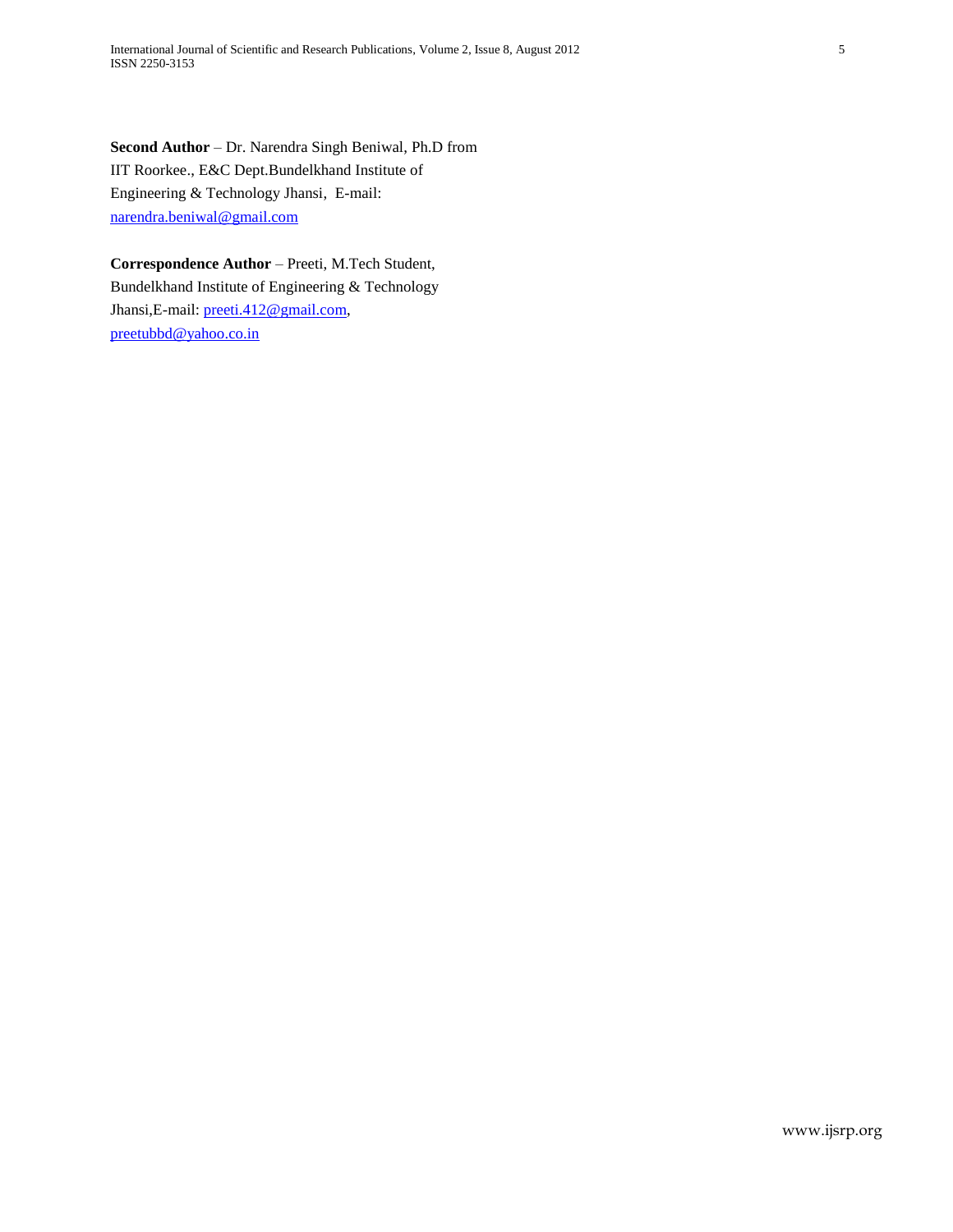**Second Author** – Dr. Narendra Singh Beniwal, Ph.D from IIT Roorkee., E&C Dept.Bundelkhand Institute of Engineering & Technology Jhansi, E-mail: narendra.beniwal@gmail.com

**Correspondence Author** – Preeti, M.Tech Student, Bundelkhand Institute of Engineering & Technology Jhansi,E-mail: preeti.412@gmail.com, preetubbd@yahoo.co.in